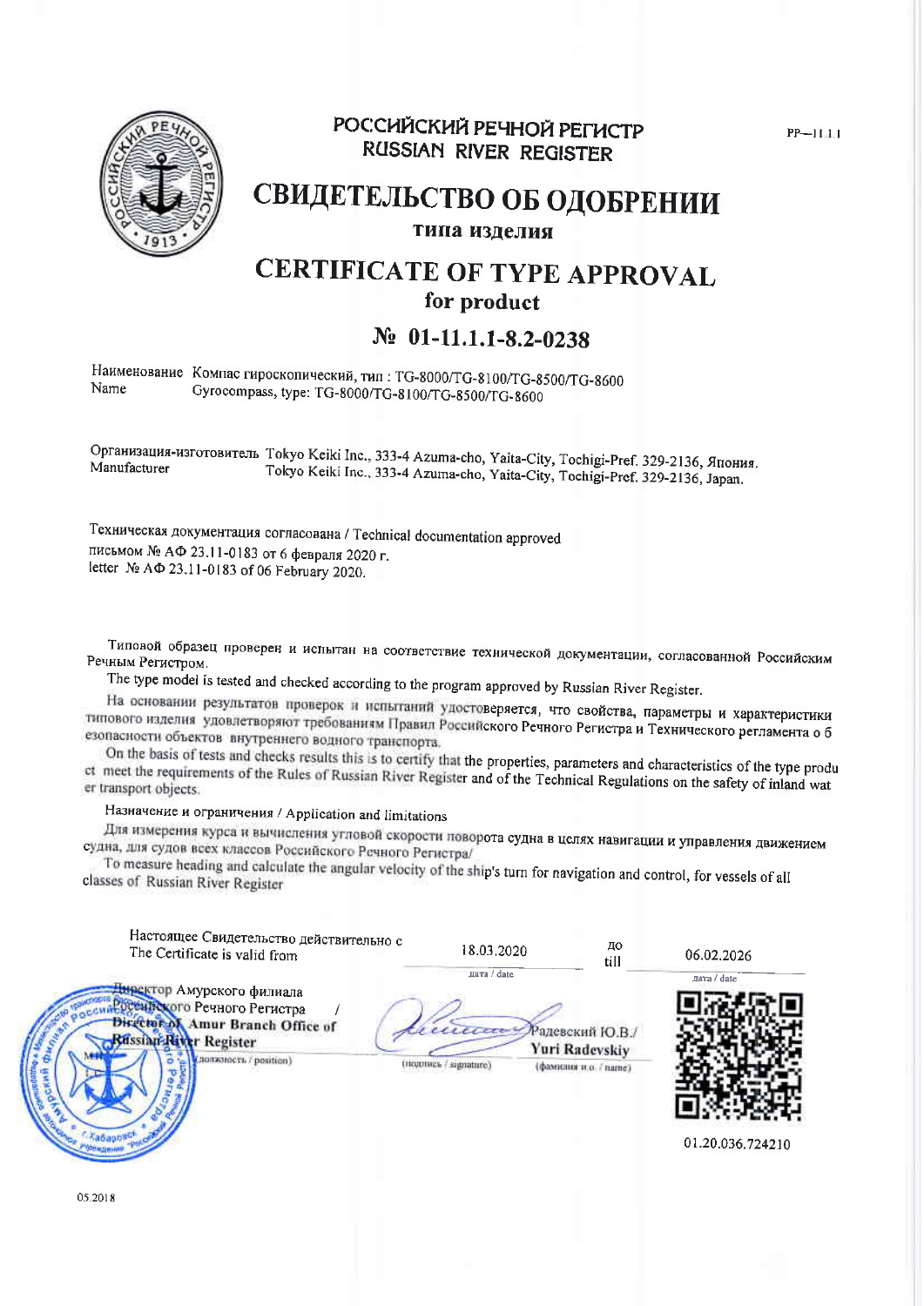РР—11.1.1

# РОССИЙСКИЙ РЕЧНОЙ РЕГИСТР
# RUSSIAN RIVER REGISTER

## СВИДЕТЕЛЬСТВО ОБ ОДОБРЕНИИ
### типа изделия

## CERTIFICATE OF TYPE APPROVAL
### for product

### № 01-11.1.1-8.2-0238

Наименование Компас гироскопический, тип : TG-8000/TG-8100/TG-8500/TG-8600
Name Gyrocompass, type: TG-8000/TG-8100/TG-8500/TG-8600

Организация-изготовитель Tokyo Keiki Inc., 333-4 Azuma-cho, Yaita-City, Tochigi-Pref. 329-2136, Япония.
Manufacturer Tokyo Keiki Inc., 333-4 Azuma-cho, Yaita-City, Tochigi-Pref. 329-2136, Japan.

Техническая документация согласована / Technical documentation approved
письмом № АФ 23.11-0183 от 6 февраля 2020 г.
letter № АФ 23.11-0183 of 06 February 2020.

Типовой образец проверен и испытан на соответствие технической документации, согласованной Российским Речным Регистром.

The type model is tested and checked according to the program approved by Russian River Register.

На основании результатов проверок и испытаний удостоверяется, что свойства, параметры и характеристики типового изделия удовлетворяют требованиям Правил Российского Речного Регистра и Технического регламента о безопасности объектов внутреннего водного транспорта.

On the basis of tests and checks results this is to certify that the properties, parameters and characteristics of the type product meet the requirements of the Rules of Russian River Register and of the Technical Regulations on the safety of inland water transport objects.

Назначение и ограничения / Application and limitations

Для измерения курса и вычисления угловой скорости поворота судна в целях навигации и управления движением судна, для судов всех классов Российского Речного Регистра/

To measure heading and calculate the angular velocity of the ship's turn for navigation and control, for vessels of all classes of Russian River Register

Настоящее Свидетельство действительно с / The Certificate is valid from 18.03.2020 (дата / date) до / till 06.02.2026 (дата / date)

Директор Амурского филиала Российского Речного Регистра / Director of Amur Branch Office of Russian River Register
(должность / position)

(подпись / signature)

Радевский Ю.В./ Yuri Radevskiy
(фамилия и.о. / name)

01.20.036.724210

05.2018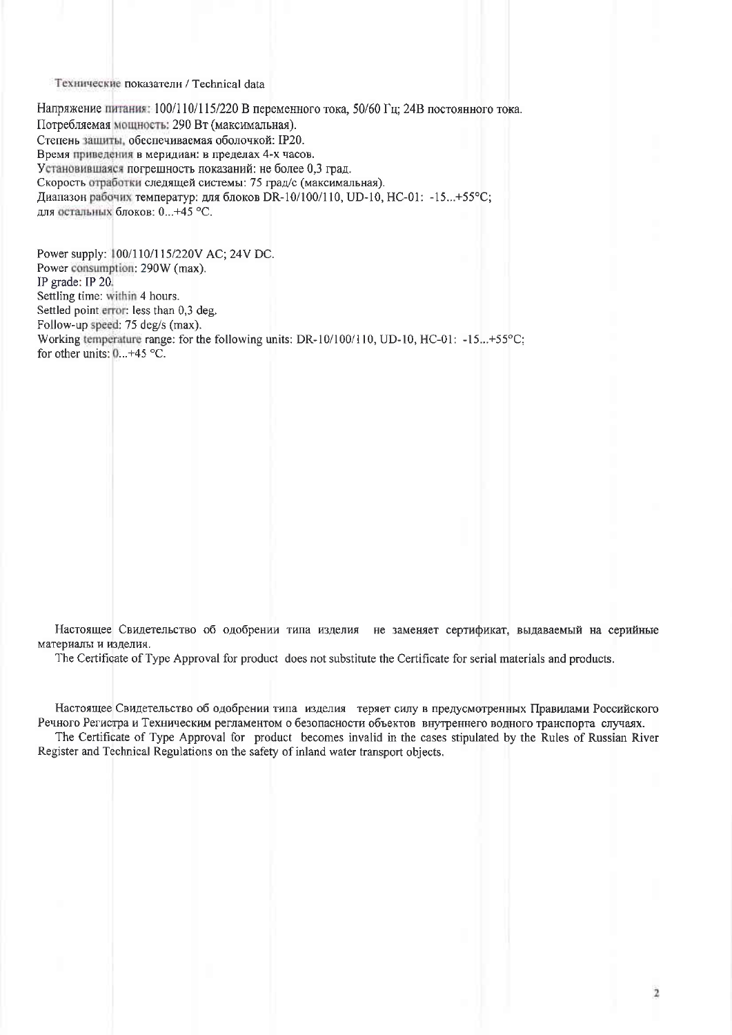Технические показатели / Technical data

Напряжение питания: 100/110/115/220 В переменного тока, 50/60 Гц; 24В постоянного тока.
Потребляемая мощность: 290 Вт (максимальная).
Степень защиты, обеспечиваемая оболочкой: IP20.
Время приведения в меридиан: в пределах 4-х часов.
Установившаяся погрешность показаний: не более 0,3 град.
Скорость отработки следящей системы: 75 град/с (максимальная).
Диапазон рабочих температур: для блоков DR-10/100/110, UD-10, HC-01: -15...+55°C;
для остальных блоков: 0...+45 °C.

Power supply: 100/110/115/220V AC; 24V DC.
Power consumption: 290W (max).
IP grade: IP 20.
Settling time: within 4 hours.
Settled point error: less than 0,3 deg.
Follow-up speed: 75 deg/s (max).
Working temperature range: for the following units: DR-10/100/110, UD-10, HC-01: -15...+55°C;
for other units: 0...+45 °C.

Настоящее Свидетельство об одобрении типа изделия не заменяет сертификат, выдаваемый на серийные материалы и изделия.
The Certificate of Type Approval for product does not substitute the Certificate for serial materials and products.

Настоящее Свидетельство об одобрении типа изделия теряет силу в предусмотренных Правилами Российского Речного Регистра и Техническим регламентом о безопасности объектов внутреннего водного транспорта случаях.
The Certificate of Type Approval for product becomes invalid in the cases stipulated by the Rules of Russian River Register and Technical Regulations on the safety of inland water transport objects.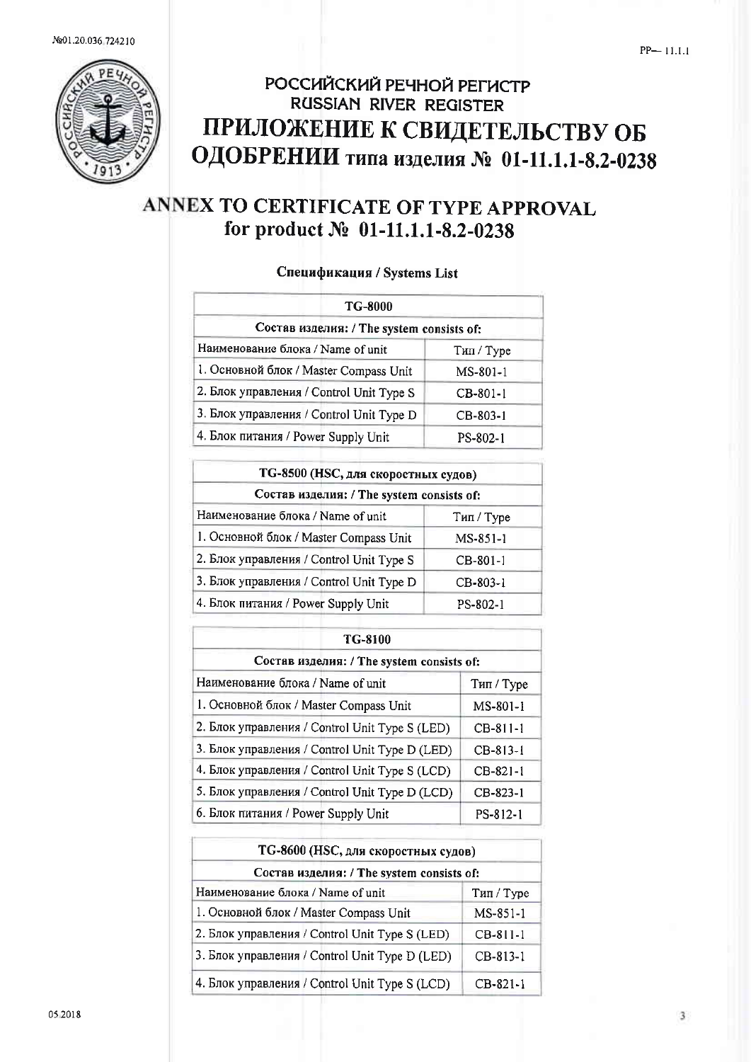№01.20.036.724210

PP— 11.1.1

# РОССИЙСКИЙ РЕЧНОЙ РЕГИСТР
# RUSSIAN RIVER REGISTER

# ПРИЛОЖЕНИЕ К СВИДЕТЕЛЬСТВУ ОБ ОДОБРЕНИИ типа изделия № 01-11.1.1-8.2-0238

# ANNEX TO CERTIFICATE OF TYPE APPROVAL for product № 01-11.1.1-8.2-0238

**Спецификация / Systems List**

| TG-8000 | |
|---|---|
| **Состав изделия: / The system consists of:** | |
| Наименование блока / Name of unit | Тип / Type |
| 1. Основной блок / Master Compass Unit | MS-801-1 |
| 2. Блок управления / Control Unit Type S | CB-801-1 |
| 3. Блок управления / Control Unit Type D | CB-803-1 |
| 4. Блок питания / Power Supply Unit | PS-802-1 |

| TG-8500 (HSC, для скоростных судов) | |
|---|---|
| **Состав изделия: / The system consists of:** | |
| Наименование блока / Name of unit | Тип / Type |
| 1. Основной блок / Master Compass Unit | MS-851-1 |
| 2. Блок управления / Control Unit Type S | CB-801-1 |
| 3. Блок управления / Control Unit Type D | CB-803-1 |
| 4. Блок питания / Power Supply Unit | PS-802-1 |

| TG-8100 | |
|---|---|
| **Состав изделия: / The system consists of:** | |
| Наименование блока / Name of unit | Тип / Type |
| 1. Основной блок / Master Compass Unit | MS-801-1 |
| 2. Блок управления / Control Unit Type S (LED) | CB-811-1 |
| 3. Блок управления / Control Unit Type D (LED) | CB-813-1 |
| 4. Блок управления / Control Unit Type S (LCD) | CB-821-1 |
| 5. Блок управления / Control Unit Type D (LCD) | CB-823-1 |
| 6. Блок питания / Power Supply Unit | PS-812-1 |

| TG-8600 (HSC, для скоростных судов) | |
|---|---|
| **Состав изделия: / The system consists of:** | |
| Наименование блока / Name of unit | Тип / Type |
| 1. Основной блок / Master Compass Unit | MS-851-1 |
| 2. Блок управления / Control Unit Type S (LED) | CB-811-1 |
| 3. Блок управления / Control Unit Type D (LED) | CB-813-1 |
| 4. Блок управления / Control Unit Type S (LCD) | CB-821-1 |

05.2018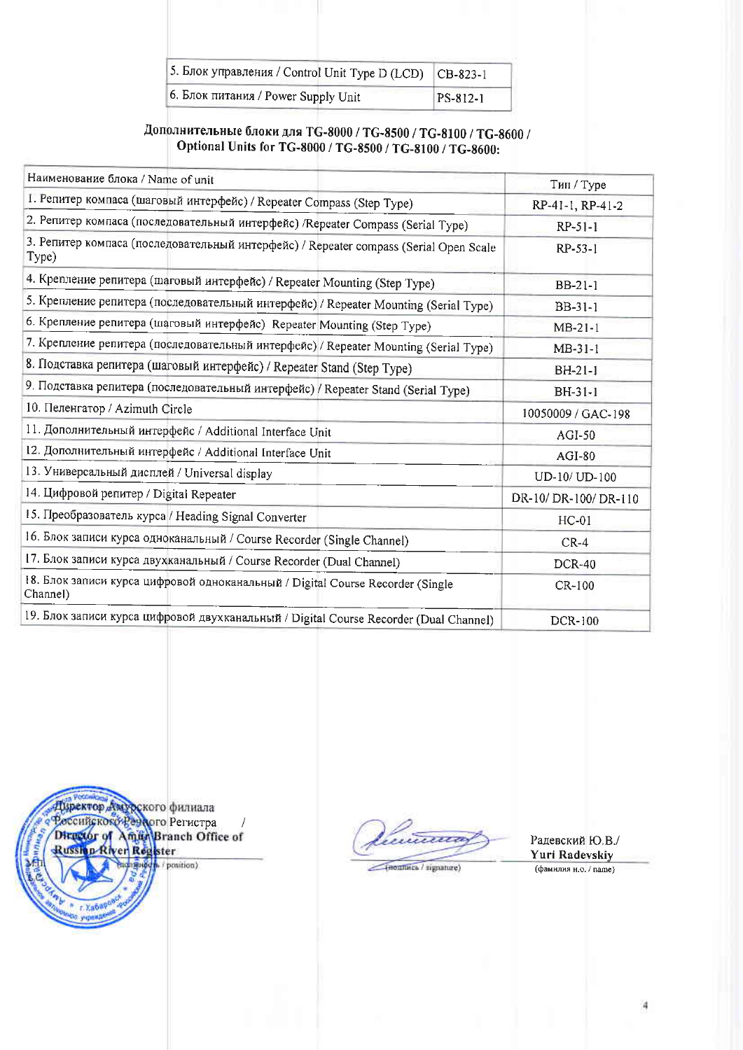| | |
|---|---|
| 5. Блок управления / Control Unit Type D (LCD) | CB-823-1 |
| 6. Блок питания / Power Supply Unit | PS-812-1 |

**Дополнительные блоки для TG-8000 / TG-8500 / TG-8100 / TG-8600 /**
**Optional Units for TG-8000 / TG-8500 / TG-8100 / TG-8600:**

| Наименование блока / Name of unit | Тип / Type |
|---|---|
| 1. Репитер компаса (шаговый интерфейс) / Repeater Compass (Step Type) | RP-41-1, RP-41-2 |
| 2. Репитер компаса (последовательный интерфейс) /Repeater Compass (Serial Type) | RP-51-1 |
| 3. Репитер компаса (последовательный интерфейс) / Repeater compass (Serial Open Scale Type) | RP-53-1 |
| 4. Крепление репитера (шаговый интерфейс) / Repeater Mounting (Step Type) | BB-21-1 |
| 5. Крепление репитера (последовательный интерфейс) / Repeater Mounting (Serial Type) | BB-31-1 |
| 6. Крепление репитера (шаговый интерфейс) Repeater Mounting (Step Type) | MB-21-1 |
| 7. Крепление репитера (последовательный интерфейс) / Repeater Mounting (Serial Type) | MB-31-1 |
| 8. Подставка репитера (шаговый интерфейс) / Repeater Stand (Step Type) | BH-21-1 |
| 9. Подставка репитера (последовательный интерфейс) / Repeater Stand (Serial Type) | BH-31-1 |
| 10. Пеленгатор / Azimuth Circle | 10050009 / GAC-198 |
| 11. Дополнительный интерфейс / Additional Interface Unit | AGI-50 |
| 12. Дополнительный интерфейс / Additional Interface Unit | AGI-80 |
| 13. Универсальный дисплей / Universal display | UD-10/ UD-100 |
| 14. Цифровой репитер / Digital Repeater | DR-10/ DR-100/ DR-110 |
| 15. Преобразователь курса / Heading Signal Converter | HC-01 |
| 16. Блок записи курса одноканальный / Course Recorder (Single Channel) | CR-4 |
| 17. Блок записи курса двухканальный / Course Recorder (Dual Channel) | DCR-40 |
| 18. Блок записи курса цифровой одноканальный / Digital Course Recorder (Single Channel) | CR-100 |
| 19. Блок записи курса цифровой двухканальный / Digital Course Recorder (Dual Channel) | DCR-100 |

Директор Амурского филиала Российского Речного Регистра / Director of Amur Branch Office of Russian River Register
(должность / position)

(подпись / signature)

Радевский Ю.В./ **Yuri Radevskiy**
(фамилия и.о. / name)